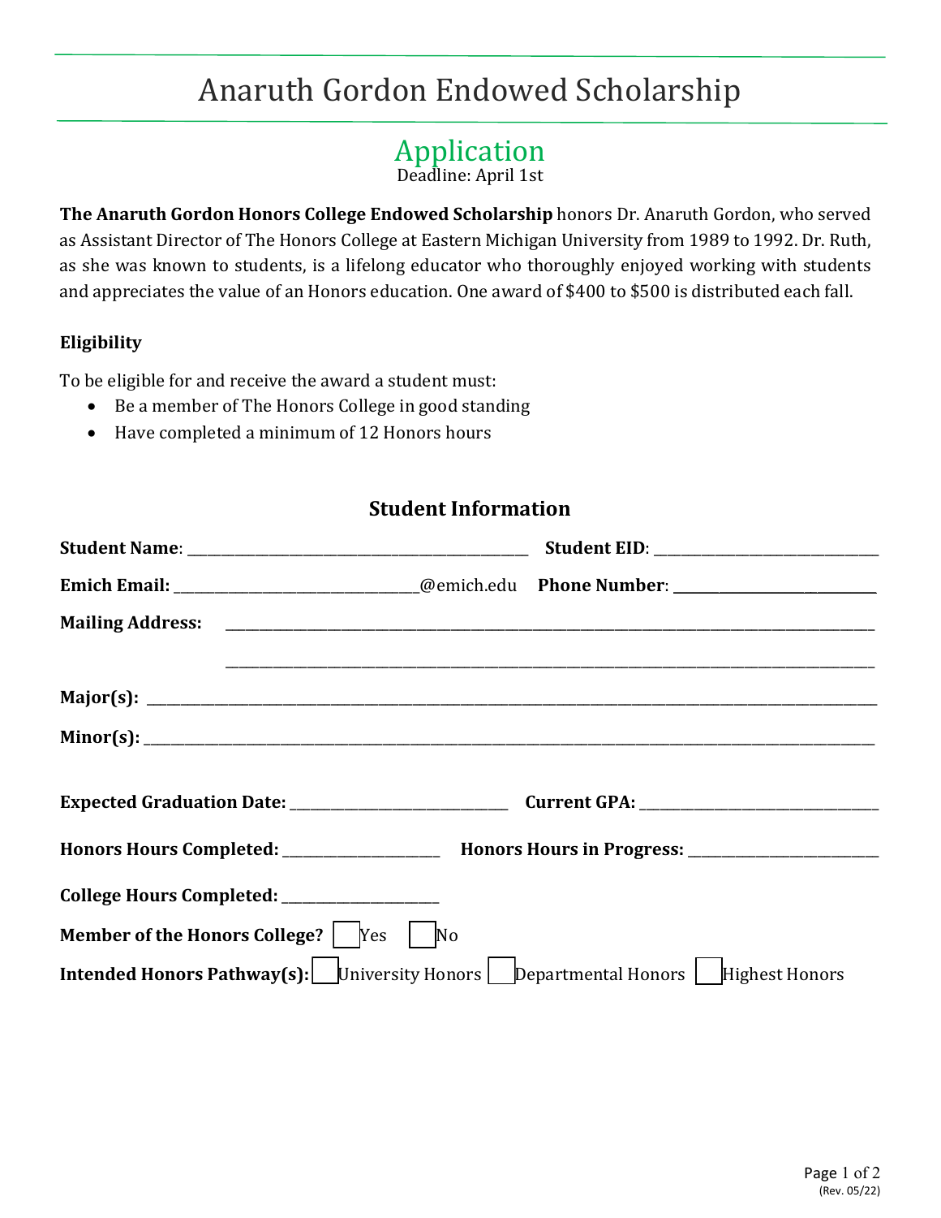# Anaruth Gordon Endowed Scholarship

## Application

Deadline: April 1st

**The Anaruth Gordon Honors College Endowed Scholarship** honors Dr. Anaruth Gordon, who served as Assistant Director of The Honors College at Eastern Michigan University from 1989 to 1992. Dr. Ruth, as she was known to students, is a lifelong educator who thoroughly enjoyed working with students and appreciates the value of an Honors education. One award of $400 to $500 is distributed each fall.

### Eligibility

To be eligible for and receive the award a student must:

- Be a member of The Honors College in good standing
- Have completed a minimum of 12 Honors hours

### Student Information

**Student Name**: ____________________________________________ **Student EID**: ______________________________

**Emich Email:** ________________________________@emich.edu **Phone Number**: ___________________________

**Mailing Address:** ______________________________________________________________________________________

______________________________________________________________________________________

**Major(s):** ______________________________________________________________________________________________

**Minor(s):** ______________________________________________________________________________________________

**Expected Graduation Date:** ____________________________ **Current GPA:** ________________________________

**Honors Hours Completed:** _____________________ **Honors Hours in Progress:** _________________________

**College Hours Completed:** _____________________

**Member of the Honors College?** ☐ Yes ☐ No

**Intended Honors Pathway(s):** ☐ University Honors ☐ Departmental Honors ☐ Highest Honors

(Rev. 05/22)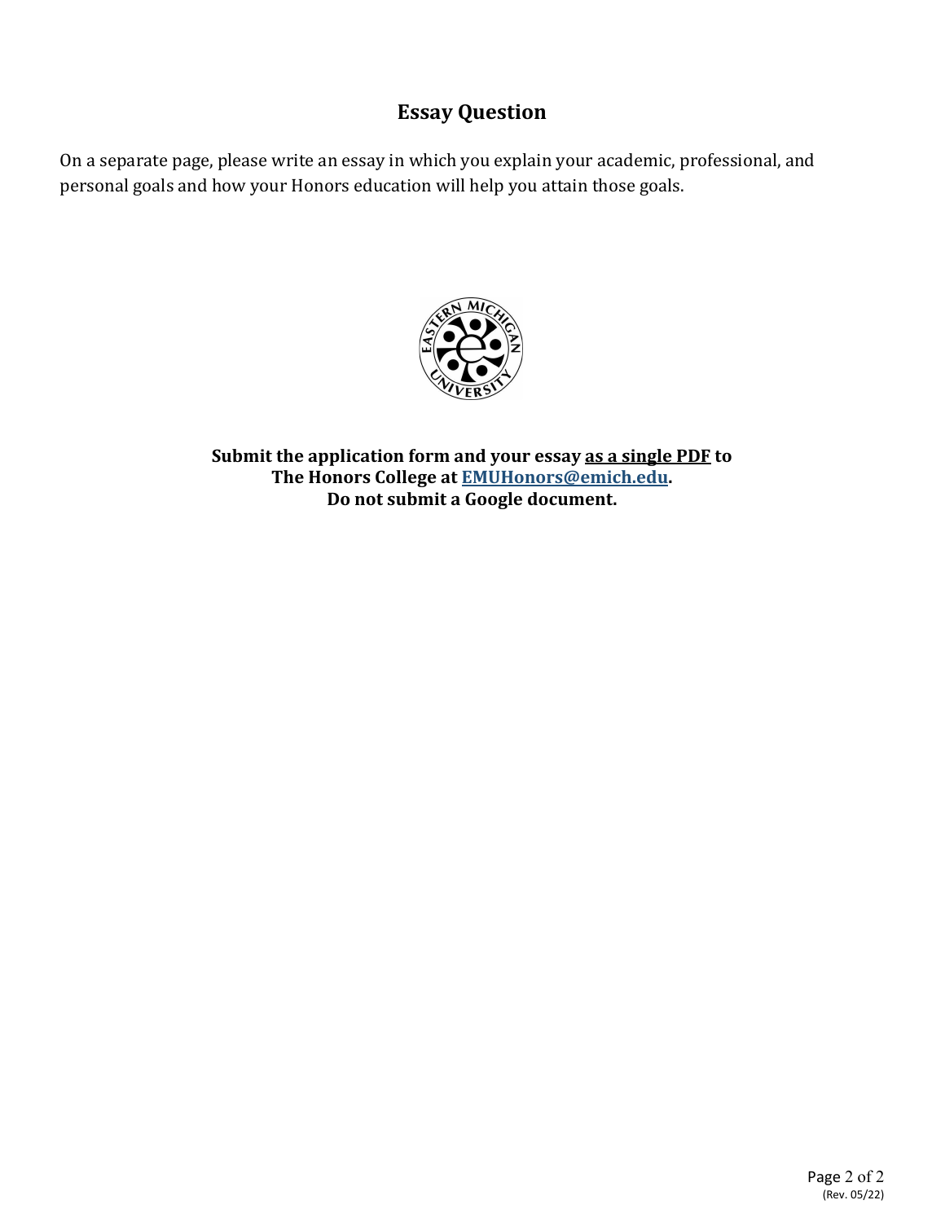## Essay Question

On a separate page, please write an essay in which you explain your academic, professional, and personal goals and how your Honors education will help you attain those goals.

**Submit the application form and your essay as a single PDF to The Honors College at EMUHonors@emich.edu.**
**Do not submit a Google document.**

(Rev. 05/22)